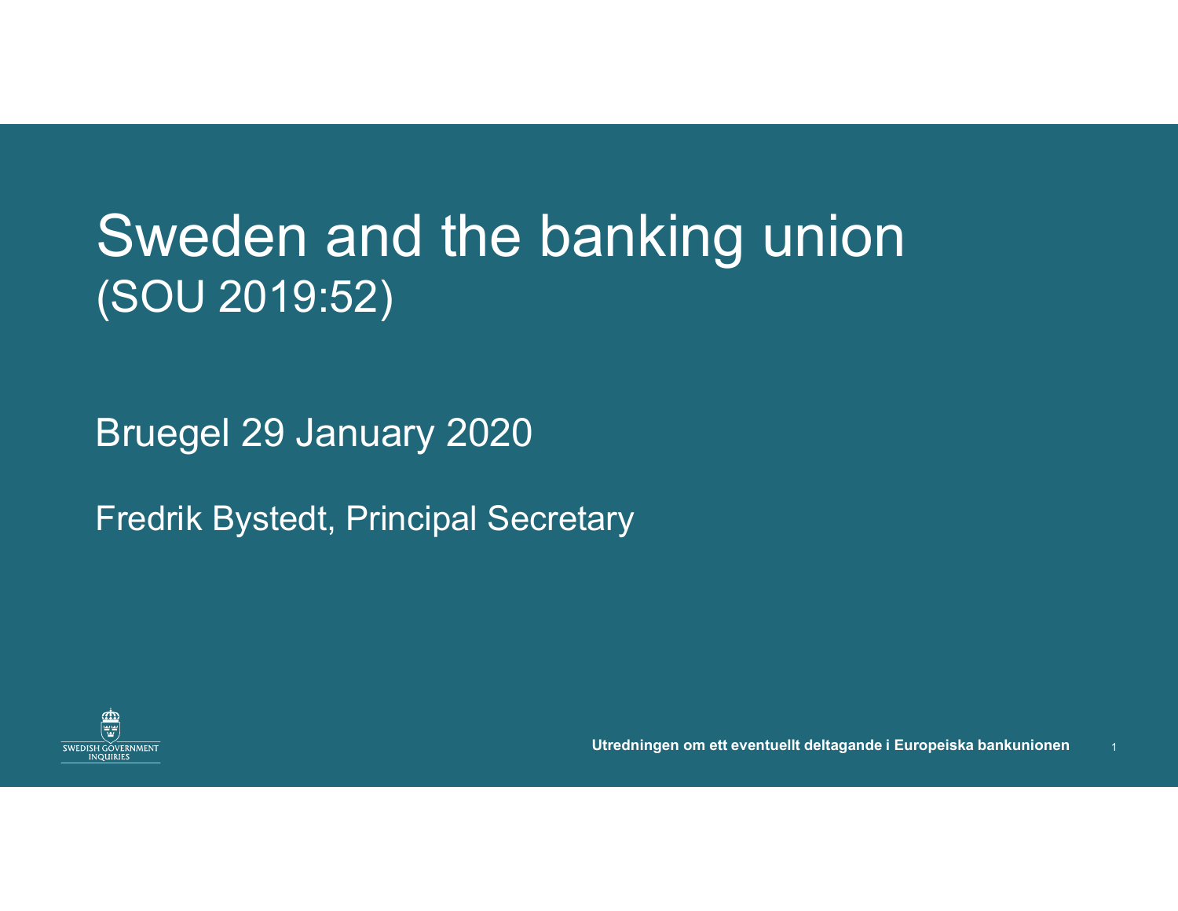# Sweden and the banking union
(SOU 2019:52)

Bruegel 29 January 2020

Fredrik Bystedt, Principal Secretary

SWEDISH GOVERNMENT INQUIRIES

**Utredningen om ett eventuellt deltagande i Europeiska bankunionen**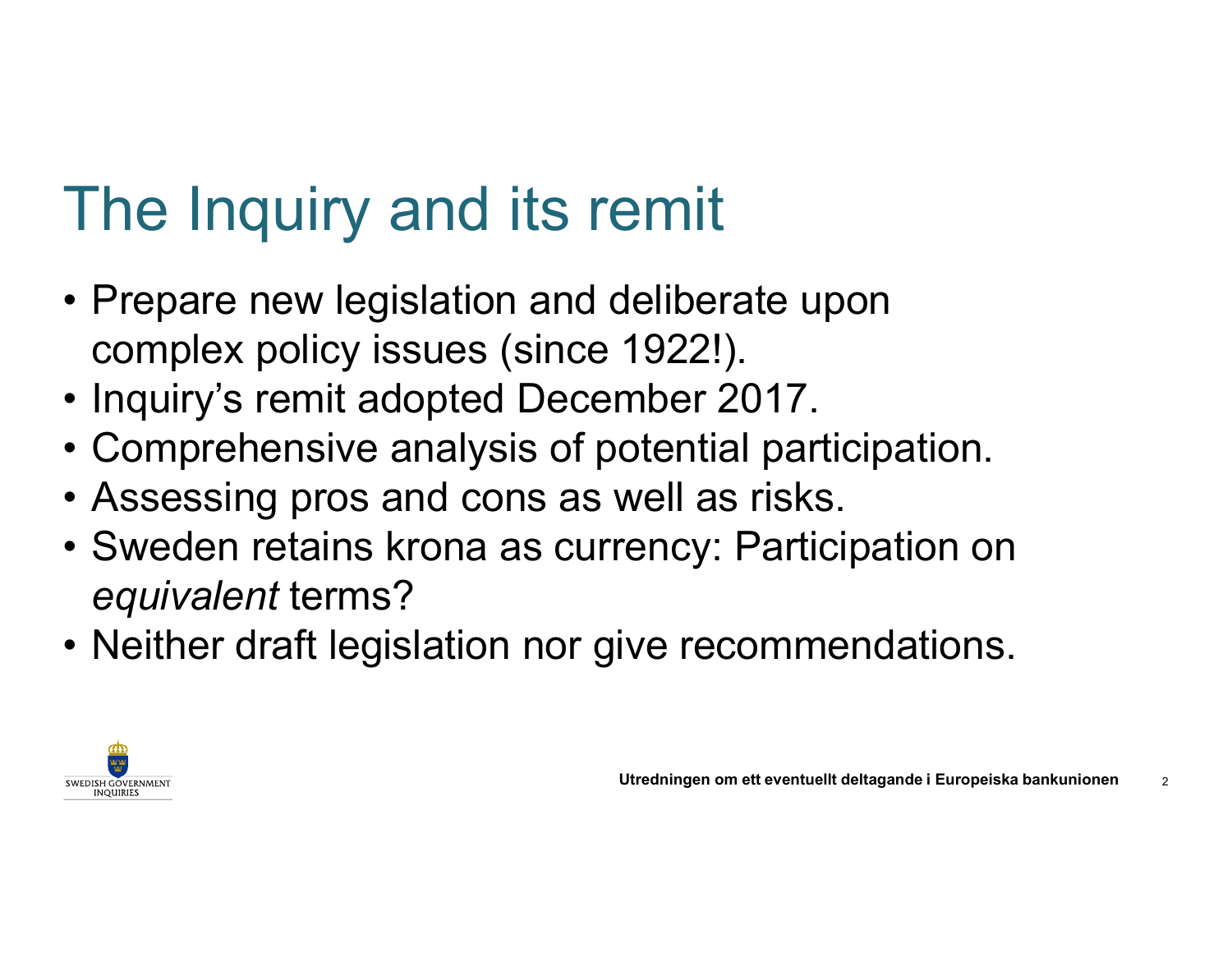# The Inquiry and its remit

- Prepare new legislation and deliberate upon complex policy issues (since 1922!).
- Inquiry's remit adopted December 2017.
- Comprehensive analysis of potential participation.
- Assessing pros and cons as well as risks.
- Sweden retains krona as currency: Participation on *equivalent* terms?
- Neither draft legislation nor give recommendations.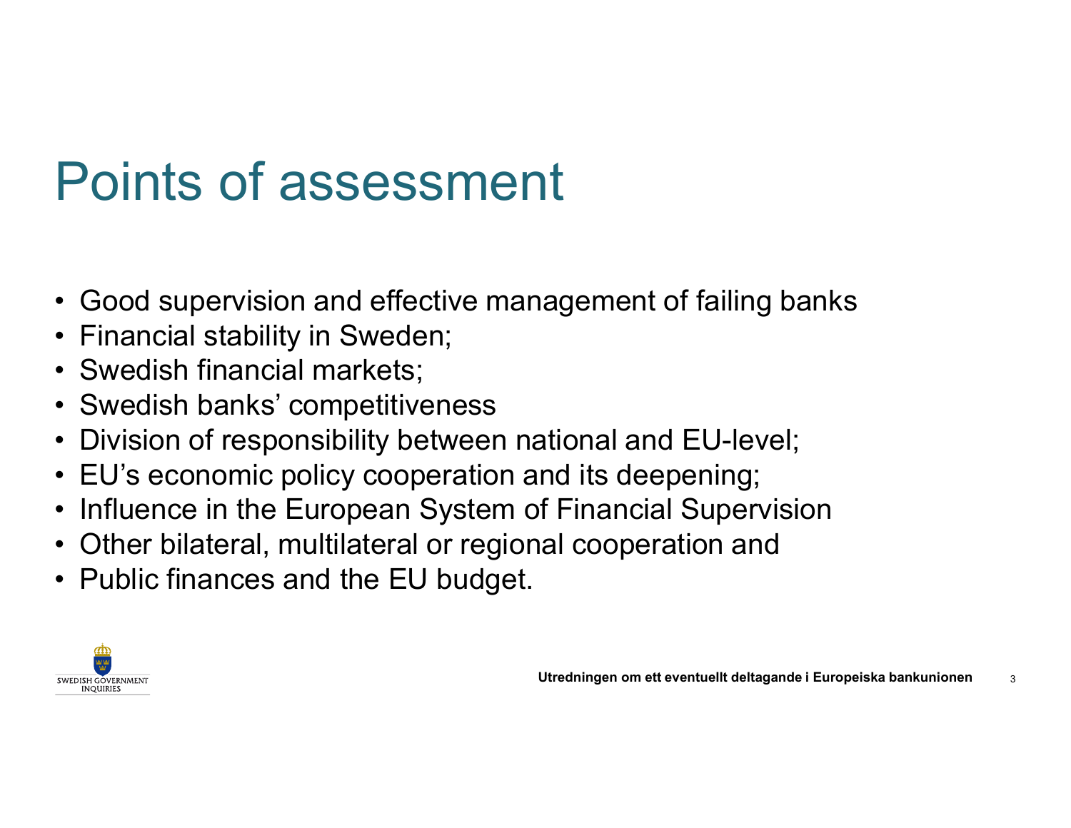# Points of assessment

- Good supervision and effective management of failing banks
- Financial stability in Sweden;
- Swedish financial markets;
- Swedish banks' competitiveness
- Division of responsibility between national and EU-level;
- EU's economic policy cooperation and its deepening;
- Influence in the European System of Financial Supervision
- Other bilateral, multilateral or regional cooperation and
- Public finances and the EU budget.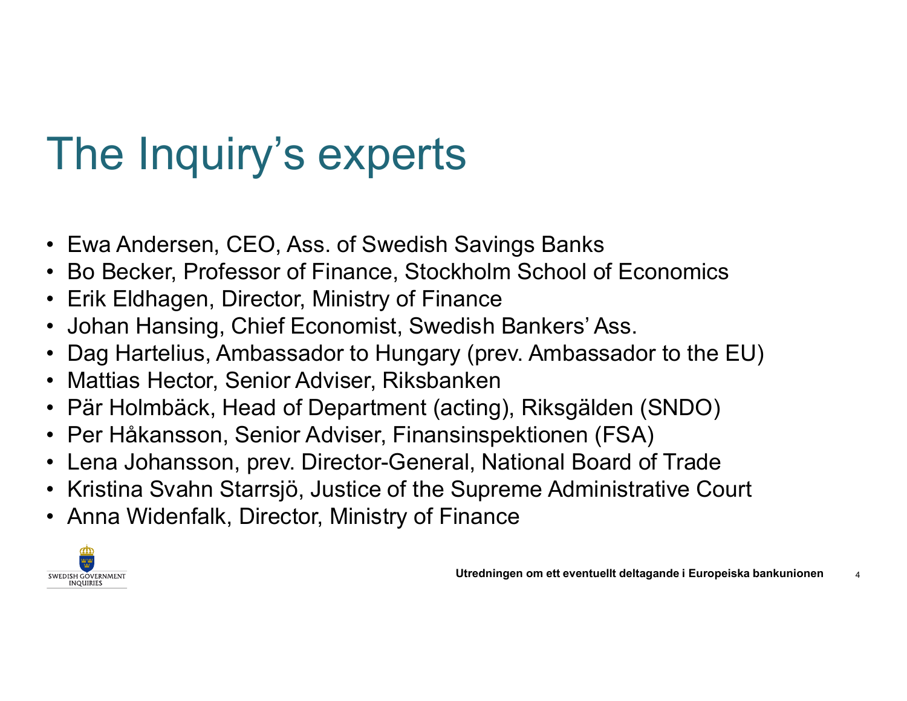# The Inquiry’s experts

- Ewa Andersen, CEO, Ass. of Swedish Savings Banks
- Bo Becker, Professor of Finance, Stockholm School of Economics
- Erik Eldhagen, Director, Ministry of Finance
- Johan Hansing, Chief Economist, Swedish Bankers’ Ass.
- Dag Hartelius, Ambassador to Hungary (prev. Ambassador to the EU)
- Mattias Hector, Senior Adviser, Riksbanken
- Pär Holmbäck, Head of Department (acting), Riksgälden (SNDO)
- Per Håkansson, Senior Adviser, Finansinspektionen (FSA)
- Lena Johansson, prev. Director-General, National Board of Trade
- Kristina Svahn Starrsjö, Justice of the Supreme Administrative Court
- Anna Widenfalk, Director, Ministry of Finance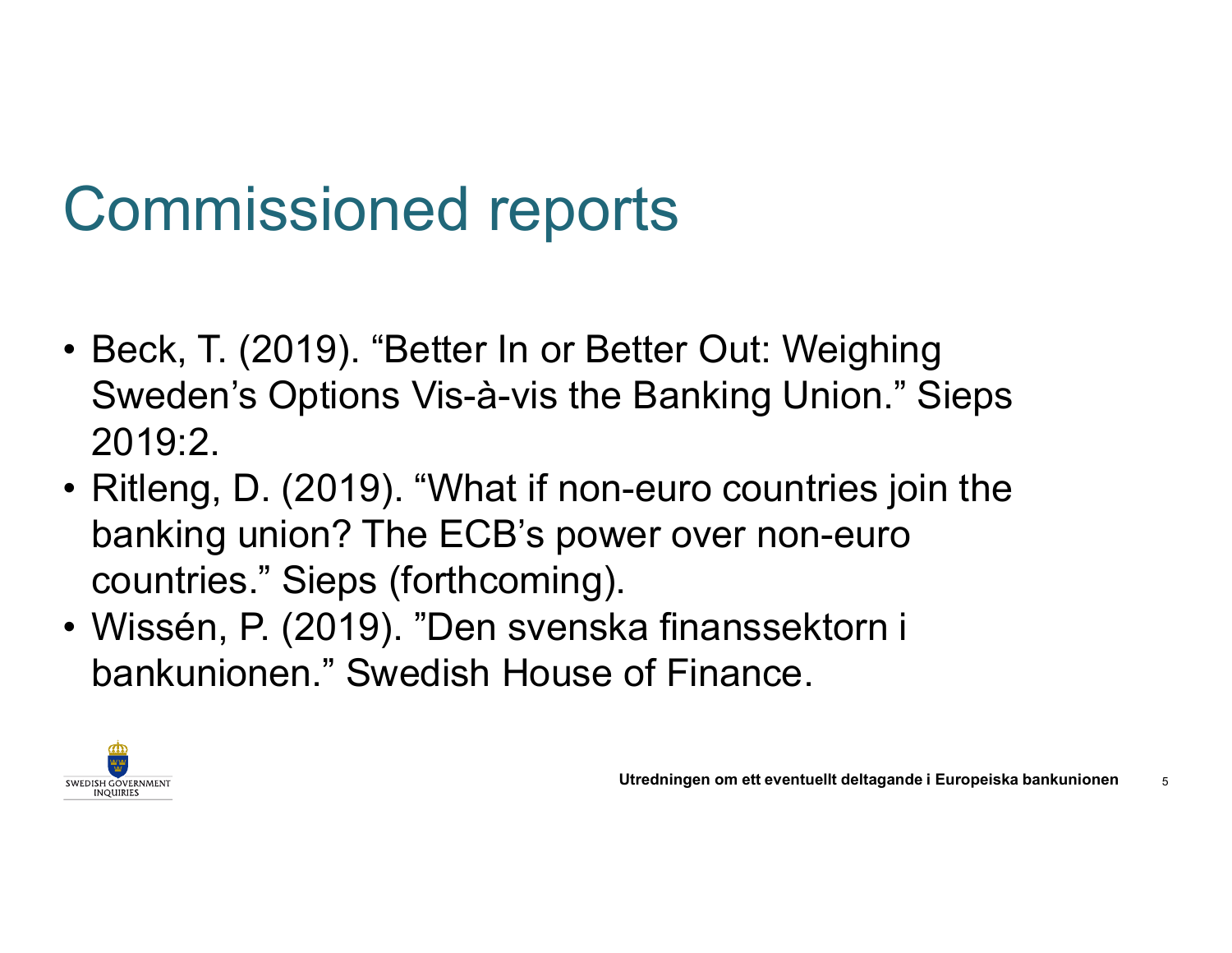# Commissioned reports

- Beck, T. (2019). “Better In or Better Out: Weighing Sweden’s Options Vis-à-vis the Banking Union.” Sieps 2019:2.
- Ritleng, D. (2019). “What if non-euro countries join the banking union? The ECB’s power over non-euro countries.” Sieps (forthcoming).
- Wissén, P. (2019). ”Den svenska finanssektorn i bankunionen.” Swedish House of Finance.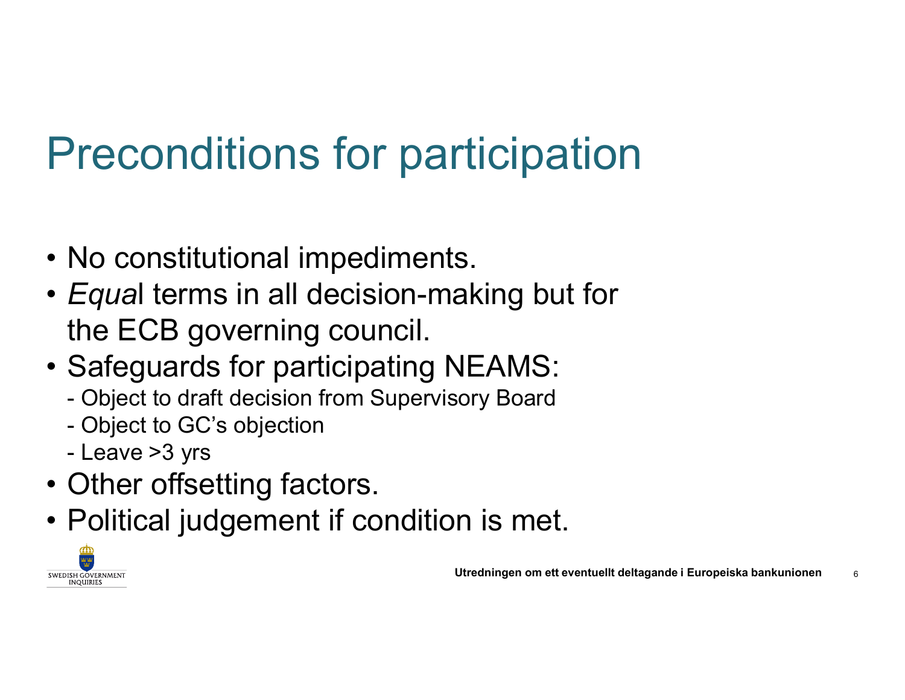# Preconditions for participation

- No constitutional impediments.
- *Equa*l terms in all decision-making but for the ECB governing council.
- Safeguards for participating NEAMS:
  - Object to draft decision from Supervisory Board
  - Object to GC's objection
  - Leave >3 yrs
- Other offsetting factors.
- Political judgement if condition is met.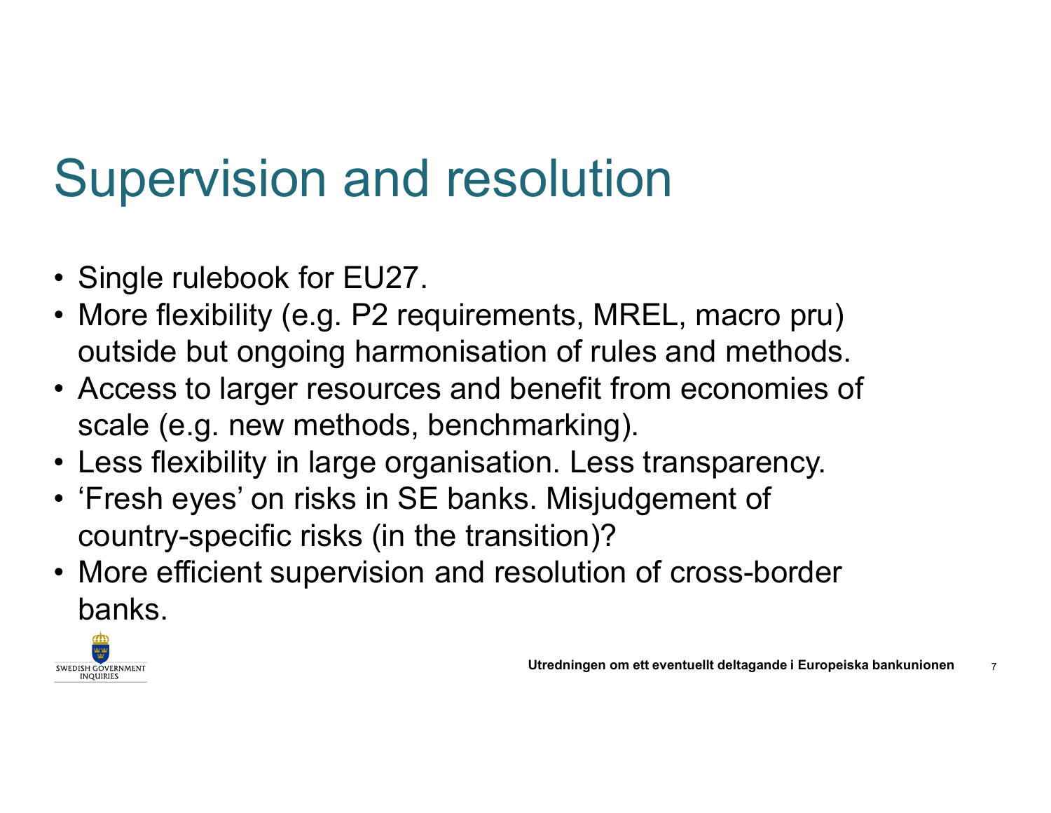# Supervision and resolution

- Single rulebook for EU27.
- More flexibility (e.g. P2 requirements, MREL, macro pru) outside but ongoing harmonisation of rules and methods.
- Access to larger resources and benefit from economies of scale (e.g. new methods, benchmarking).
- Less flexibility in large organisation. Less transparency.
- 'Fresh eyes' on risks in SE banks. Misjudgement of country-specific risks (in the transition)?
- More efficient supervision and resolution of cross-border banks.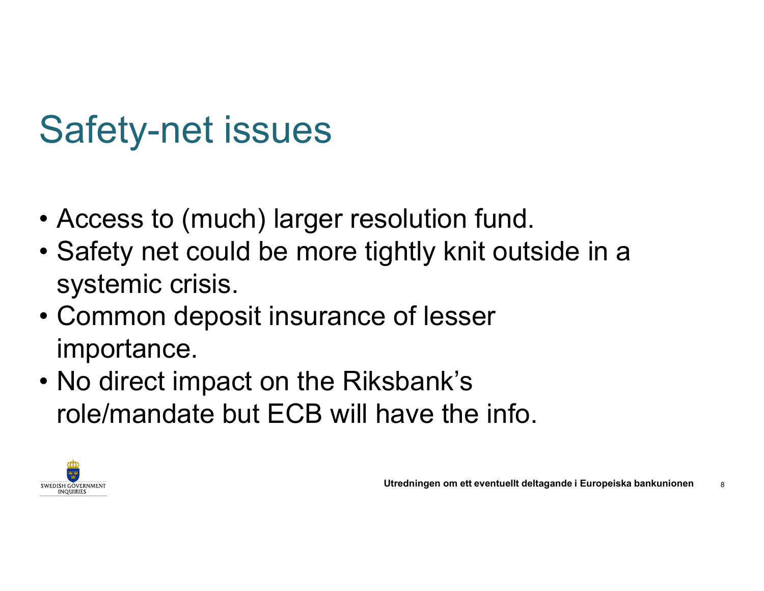# Safety-net issues

- Access to (much) larger resolution fund.
- Safety net could be more tightly knit outside in a systemic crisis.
- Common deposit insurance of lesser importance.
- No direct impact on the Riksbank's role/mandate but ECB will have the info.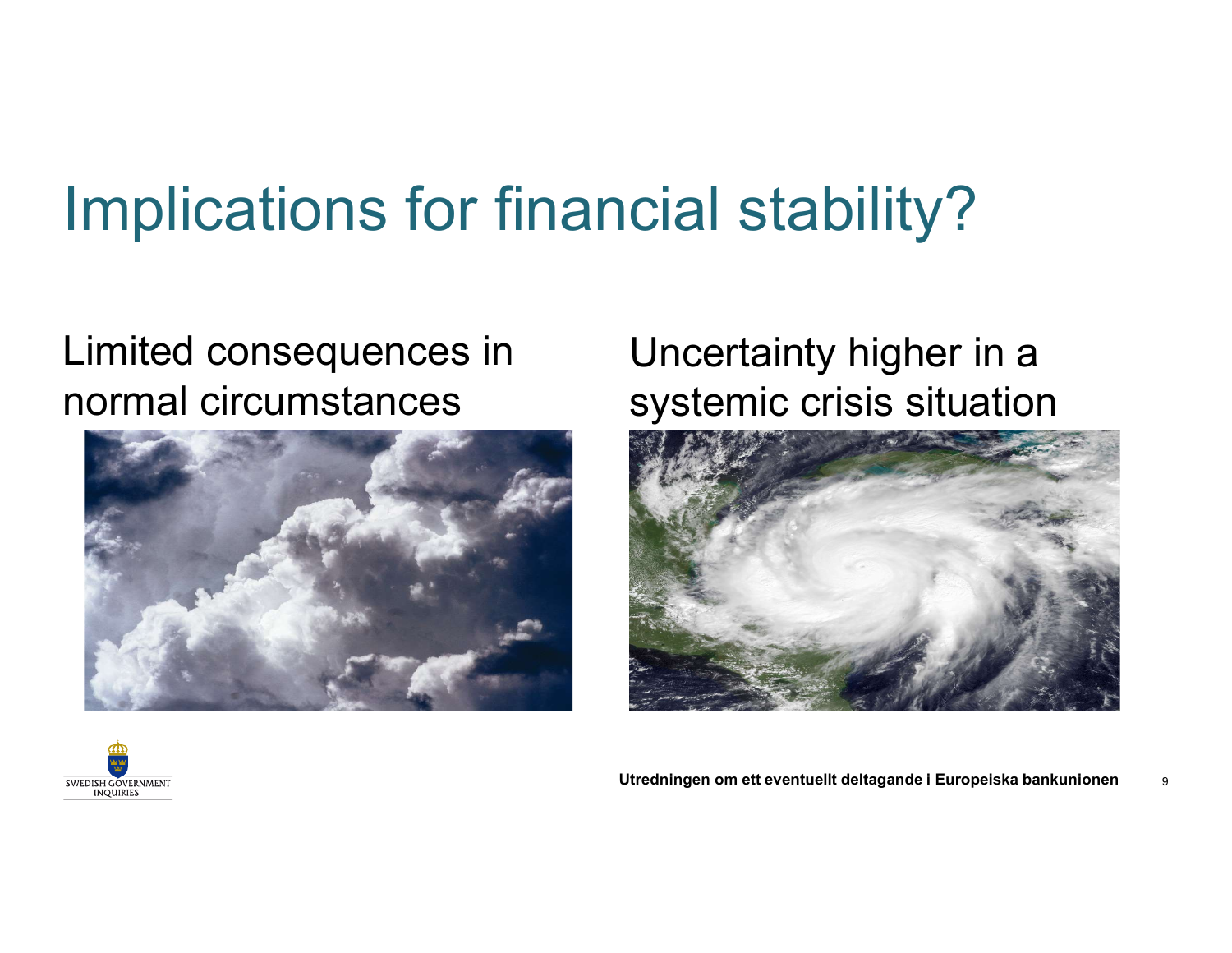# Implications for financial stability?

Limited consequences in normal circumstances

Uncertainty higher in a systemic crisis situation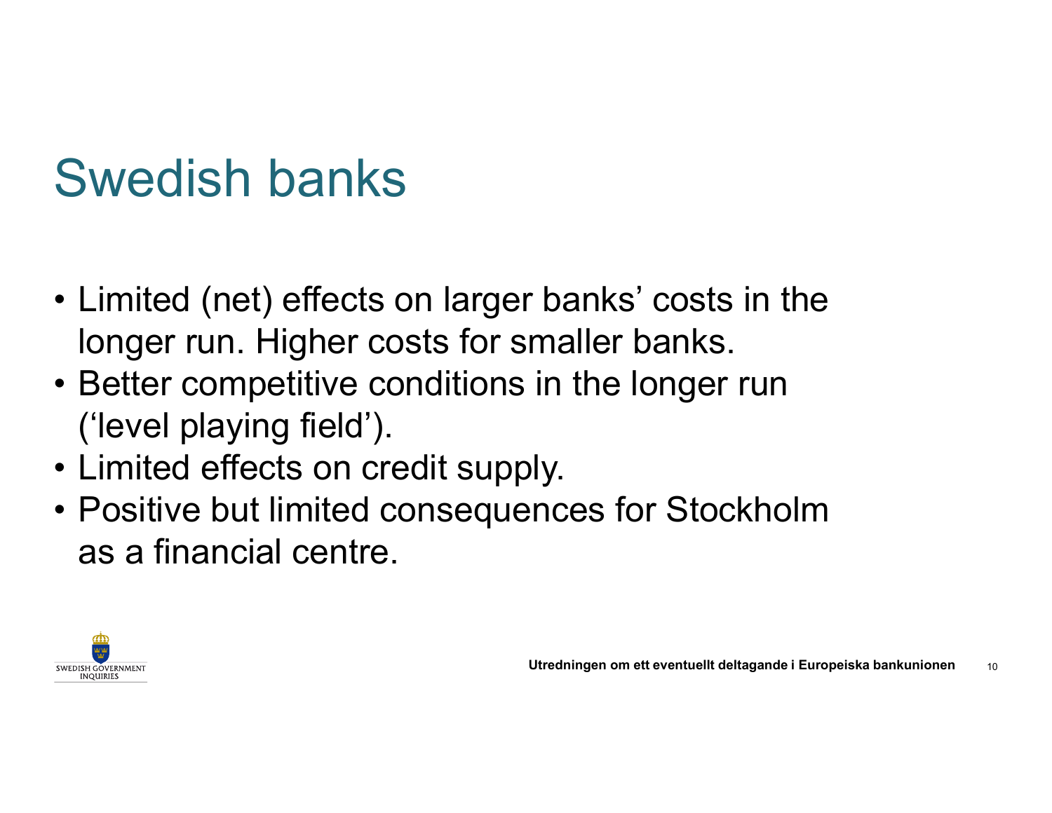# Swedish banks

- Limited (net) effects on larger banks' costs in the longer run. Higher costs for smaller banks.
- Better competitive conditions in the longer run ('level playing field').
- Limited effects on credit supply.
- Positive but limited consequences for Stockholm as a financial centre.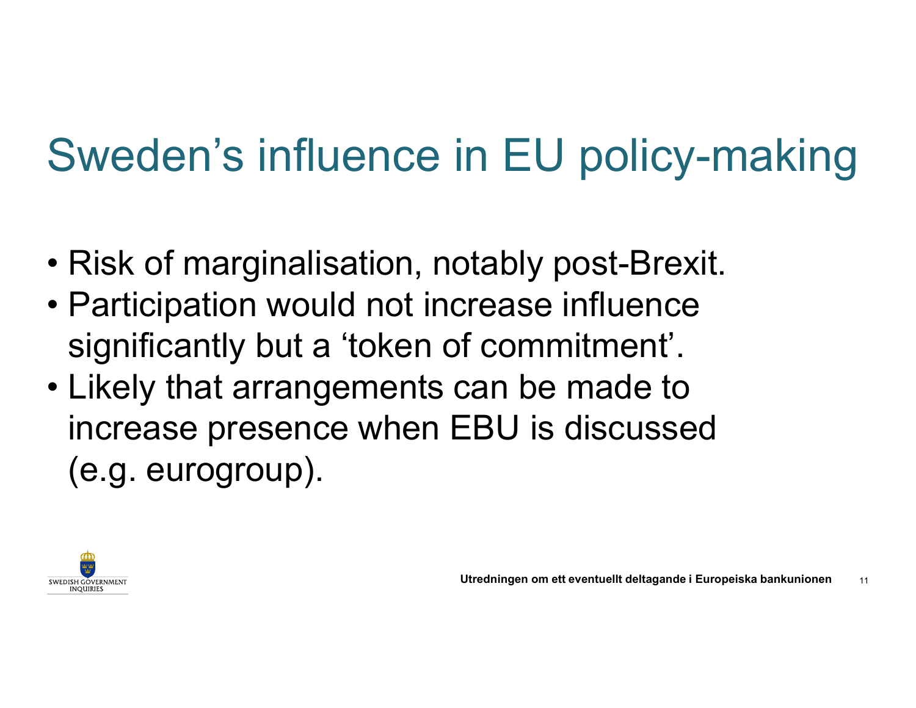# Sweden's influence in EU policy-making

- Risk of marginalisation, notably post-Brexit.
- Participation would not increase influence significantly but a 'token of commitment'.
- Likely that arrangements can be made to increase presence when EBU is discussed (e.g. eurogroup).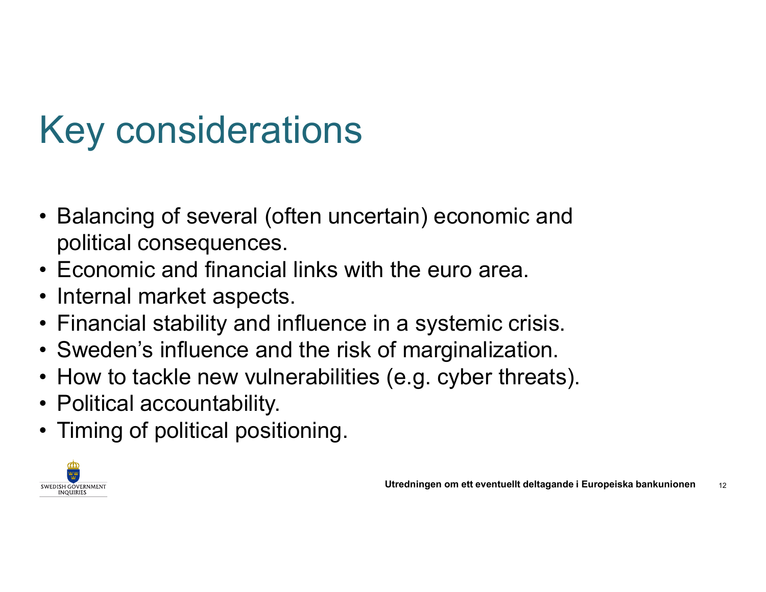# Key considerations

- Balancing of several (often uncertain) economic and political consequences.
- Economic and financial links with the euro area.
- Internal market aspects.
- Financial stability and influence in a systemic crisis.
- Sweden's influence and the risk of marginalization.
- How to tackle new vulnerabilities (e.g. cyber threats).
- Political accountability.
- Timing of political positioning.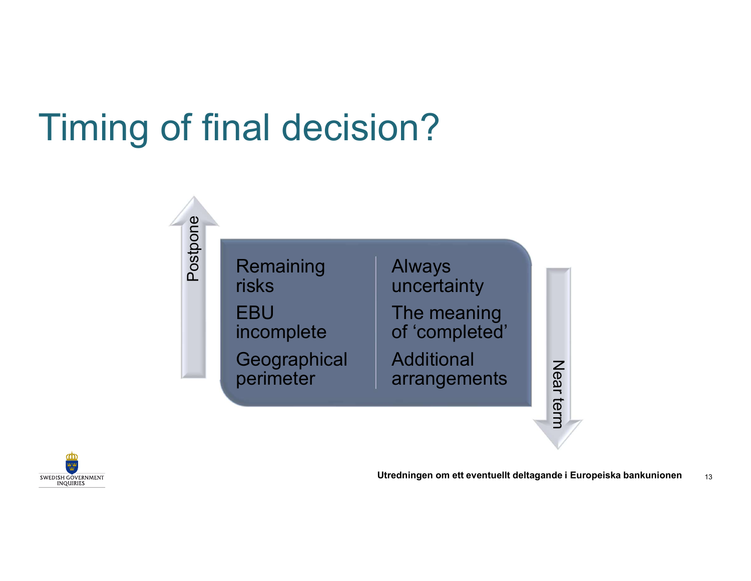# Timing of final decision?

Postpone

| | |
|---|---|
| Remaining risks | Always uncertainty |
| EBU incomplete | The meaning of ‘completed’ |
| Geographical perimeter | Additional arrangements |

Near term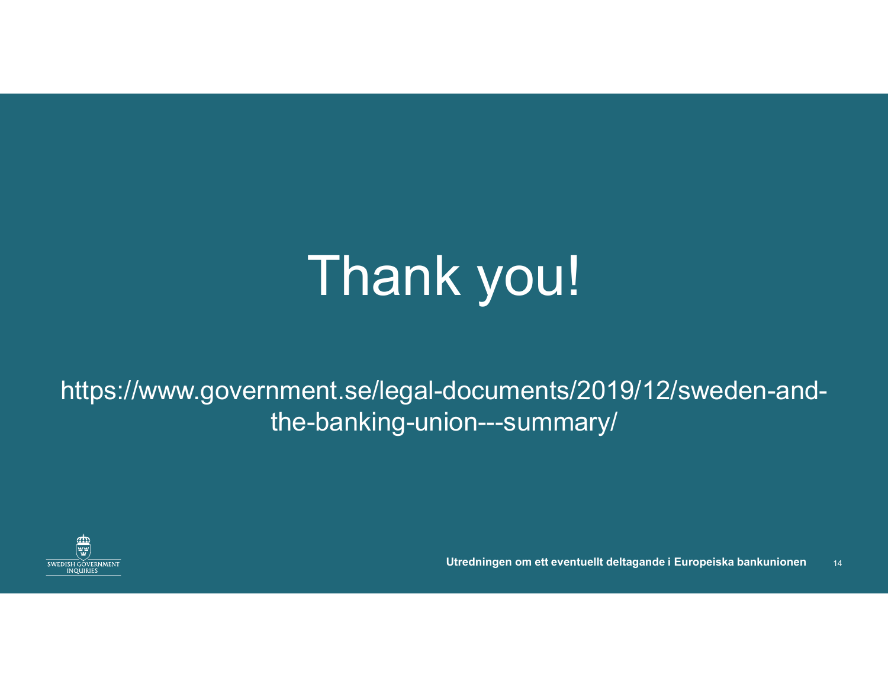# Thank you!

https://www.government.se/legal-documents/2019/12/sweden-and-the-banking-union---summary/